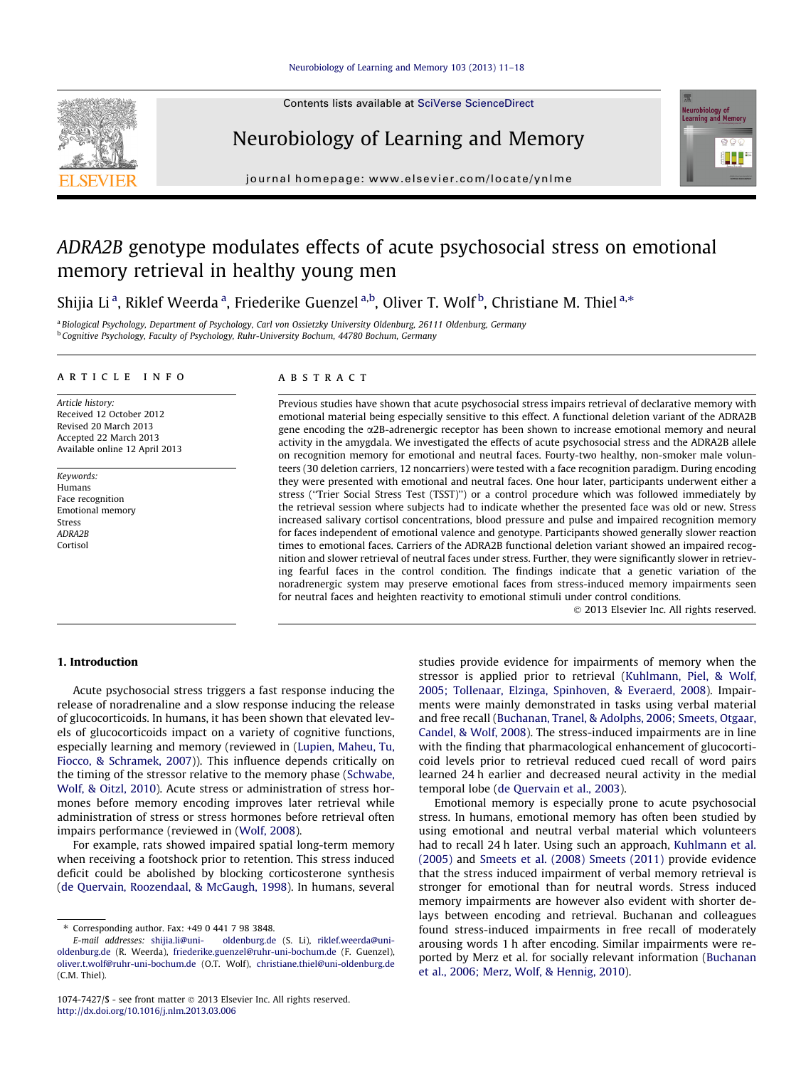# *ADRA2B* genotype modulates effects of acute psychosocial stress on emotional memory retrieval in healthy young men

Shijia Li [a], Riklef Weerda [a], Friederike Guenzel [a,b], Oliver T. Wolf [b], Christiane M. Thiel [a,*]

[a] Biological Psychology, Department of Psychology, Carl von Ossietzky University Oldenburg, 26111 Oldenburg, Germany

[b] Cognitive Psychology, Faculty of Psychology, Ruhr-University Bochum, 44780 Bochum, Germany

## ARTICLE INFO

*Article history:*
Received 12 October 2012
Revised 20 March 2013
Accepted 22 March 2013
Available online 12 April 2013

*Keywords:*
Humans
Face recognition
Emotional memory
Stress
*ADRA2B*
Cortisol

## ABSTRACT

Previous studies have shown that acute psychosocial stress impairs retrieval of declarative memory with emotional material being especially sensitive to this effect. A functional deletion variant of the ADRA2B gene encoding the α2B-adrenergic receptor has been shown to increase emotional memory and neural activity in the amygdala. We investigated the effects of acute psychosocial stress and the ADRA2B allele on recognition memory for emotional and neutral faces. Fourty-two healthy, non-smoker male volunteers (30 deletion carriers, 12 noncarriers) were tested with a face recognition paradigm. During encoding they were presented with emotional and neutral faces. One hour later, participants underwent either a stress ("Trier Social Stress Test (TSST)") or a control procedure which was followed immediately by the retrieval session where subjects had to indicate whether the presented face was old or new. Stress increased salivary cortisol concentrations, blood pressure and pulse and impaired recognition memory for faces independent of emotional valence and genotype. Participants showed generally slower reaction times to emotional faces. Carriers of the ADRA2B functional deletion variant showed an impaired recognition and slower retrieval of neutral faces under stress. Further, they were significantly slower in retrieving fearful faces in the control condition. The findings indicate that a genetic variation of the noradrenergic system may preserve emotional faces from stress-induced memory impairments seen for neutral faces and heighten reactivity to emotional stimuli under control conditions.

© 2013 Elsevier Inc. All rights reserved.

## 1. Introduction

Acute psychosocial stress triggers a fast response inducing the release of noradrenaline and a slow response inducing the release of glucocorticoids. In humans, it has been shown that elevated levels of glucocorticoids impact on a variety of cognitive functions, especially learning and memory (reviewed in (Lupien, Maheu, Tu, Fiocco, & Schramek, 2007)). This influence depends critically on the timing of the stressor relative to the memory phase (Schwabe, Wolf, & Oitzl, 2010). Acute stress or administration of stress hormones before memory encoding improves later retrieval while administration of stress or stress hormones before retrieval often impairs performance (reviewed in (Wolf, 2008).

For example, rats showed impaired spatial long-term memory when receiving a footshock prior to retention. This stress induced deficit could be abolished by blocking corticosterone synthesis (de Quervain, Roozendaal, & McGaugh, 1998). In humans, several studies provide evidence for impairments of memory when the stressor is applied prior to retrieval (Kuhlmann, Piel, & Wolf, 2005; Tollenaar, Elzinga, Spinhoven, & Everaerd, 2008). Impairments were mainly demonstrated in tasks using verbal material and free recall (Buchanan, Tranel, & Adolphs, 2006; Smeets, Otgaar, Candel, & Wolf, 2008). The stress-induced impairments are in line with the finding that pharmacological enhancement of glucocorticoid levels prior to retrieval reduced cued recall of word pairs learned 24 h earlier and decreased neural activity in the medial temporal lobe (de Quervain et al., 2003).

Emotional memory is especially prone to acute psychosocial stress. In humans, emotional memory has often been studied by using emotional and neutral verbal material which volunteers had to recall 24 h later. Using such an approach, Kuhlmann et al. (2005) and Smeets et al. (2008) Smeets (2011) provide evidence that the stress induced impairment of verbal memory retrieval is stronger for emotional than for neutral words. Stress induced memory impairments are however also evident with shorter delays between encoding and retrieval. Buchanan and colleagues found stress-induced impairments in free recall of moderately arousing words 1 h after encoding. Similar impairments were reported by Merz et al. for socially relevant information (Buchanan et al., 2006; Merz, Wolf, & Hennig, 2010).

---

\* Corresponding author. Fax: +49 0 441 7 98 3848.
*E-mail addresses:* shijia.li@uni-oldenburg.de (S. Li), riklef.weerda@uni-oldenburg.de (R. Weerda), friederike.guenzel@ruhr-uni-bochum.de (F. Guenzel), oliver.t.wolf@ruhr-uni-bochum.de (O.T. Wolf), christiane.thiel@uni-oldenburg.de (C.M. Thiel).

1074-7427/$ - see front matter © 2013 Elsevier Inc. All rights reserved.
http://dx.doi.org/10.1016/j.nlm.2013.03.006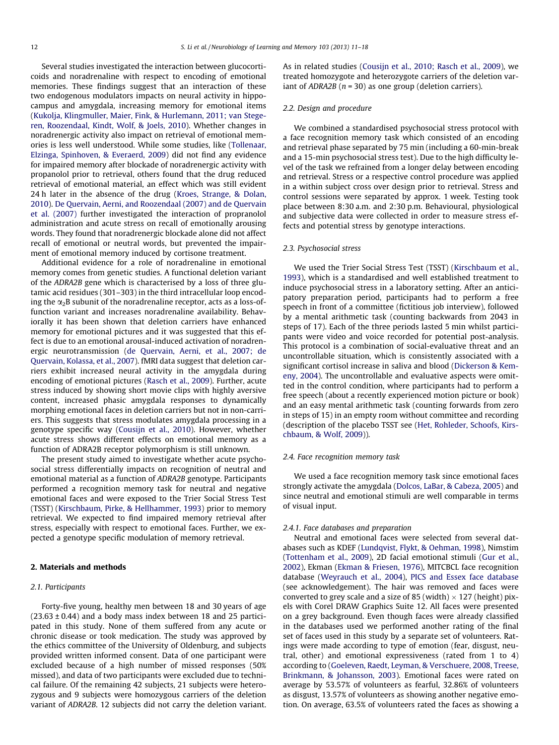Several studies investigated the interaction between glucocorticoids and noradrenaline with respect to encoding of emotional memories. These findings suggest that an interaction of these two endogenous modulators impacts on neural activity in hippocampus and amygdala, increasing memory for emotional items (Kukolja, Klingmuller, Maier, Fink, & Hurlemann, 2011; van Stegeren, Roozendaal, Kindt, Wolf, & Joels, 2010). Whether changes in noradrenergic activity also impact on retrieval of emotional memories is less well understood. While some studies, like (Tollenaar, Elzinga, Spinhoven, & Everaerd, 2009) did not find any evidence for impaired memory after blockade of noradrenergic activity with propanolol prior to retrieval, others found that the drug reduced retrieval of emotional material, an effect which was still evident 24 h later in the absence of the drug (Kroes, Strange, & Dolan, 2010). De Quervain, Aerni, and Roozendaal (2007) and de Quervain et al. (2007) further investigated the interaction of propranolol administration and acute stress on recall of emotionally arousing words. They found that noradrenergic blockade alone did not affect recall of emotional or neutral words, but prevented the impairment of emotional memory induced by cortisone treatment.

Additional evidence for a role of noradrenaline in emotional memory comes from genetic studies. A functional deletion variant of the *ADRA2B* gene which is characterised by a loss of three glutamic acid residues (301–303) in the third intracellular loop encoding the $\alpha_2$B subunit of the noradrenaline receptor, acts as a loss-of-function variant and increases noradrenaline availability. Behaviorally it has been shown that deletion carriers have enhanced memory for emotional pictures and it was suggested that this effect is due to an emotional arousal-induced activation of noradrenergic neurotransmission (de Quervain, Aerni, et al., 2007; de Quervain, Kolassa, et al., 2007). fMRI data suggest that deletion carriers exhibit increased neural activity in the amygdala during encoding of emotional pictures (Rasch et al., 2009). Further, acute stress induced by showing short movie clips with highly aversive content, increased phasic amygdala responses to dynamically morphing emotional faces in deletion carriers but not in non-carriers. This suggests that stress modulates amygdala processing in a genotype specific way (Cousijn et al., 2010). However, whether acute stress shows different effects on emotional memory as a function of ADRA2B receptor polymorphism is still unknown.

The present study aimed to investigate whether acute psychosocial stress differentially impacts on recognition of neutral and emotional material as a function of *ADRA2B* genotype. Participants performed a recognition memory task for neutral and negative emotional faces and were exposed to the Trier Social Stress Test (TSST) (Kirschbaum, Pirke, & Hellhammer, 1993) prior to memory retrieval. We expected to find impaired memory retrieval after stress, especially with respect to emotional faces. Further, we expected a genotype specific modulation of memory retrieval.

## 2. Materials and methods

### 2.1. Participants

Forty-five young, healthy men between 18 and 30 years of age (23.63 ± 0.44) and a body mass index between 18 and 25 participated in this study. None of them suffered from any acute or chronic disease or took medication. The study was approved by the ethics committee of the University of Oldenburg, and subjects provided written informed consent. Data of one participant were excluded because of a high number of missed responses (50% missed), and data of two participants were excluded due to technical failure. Of the remaining 42 subjects, 21 subjects were heterozygous and 9 subjects were homozygous carriers of the deletion variant of *ADRA2B*. 12 subjects did not carry the deletion variant. As in related studies (Cousijn et al., 2010; Rasch et al., 2009), we treated homozygote and heterozygote carriers of the deletion variant of *ADRA2B* ($n = 30$) as one group (deletion carriers).

### 2.2. Design and procedure

We combined a standardised psychosocial stress protocol with a face recognition memory task which consisted of an encoding and retrieval phase separated by 75 min (including a 60-min-break and a 15-min psychosocial stress test). Due to the high difficulty level of the task we refrained from a longer delay between encoding and retrieval. Stress or a respective control procedure was applied in a within subject cross over design prior to retrieval. Stress and control sessions were separated by approx. 1 week. Testing took place between 8:30 a.m. and 2:30 p.m. Behavioural, physiological and subjective data were collected in order to measure stress effects and potential stress by genotype interactions.

### 2.3. Psychosocial stress

We used the Trier Social Stress Test (TSST) (Kirschbaum et al., 1993), which is a standardised and well established treatment to induce psychosocial stress in a laboratory setting. After an anticipatory preparation period, participants had to perform a free speech in front of a committee (fictitious job interview), followed by a mental arithmetic task (counting backwards from 2043 in steps of 17). Each of the three periods lasted 5 min whilst participants were video and voice recorded for potential post-analysis. This protocol is a combination of social-evaluative threat and an uncontrollable situation, which is consistently associated with a significant cortisol increase in saliva and blood (Dickerson & Kemeny, 2004). The uncontrollable and evaluative aspects were omitted in the control condition, where participants had to perform a free speech (about a recently experienced motion picture or book) and an easy mental arithmetic task (counting forwards from zero in steps of 15) in an empty room without committee and recording (description of the placebo TSST see (Het, Rohleder, Schoofs, Kirschbaum, & Wolf, 2009)).

### 2.4. Face recognition memory task

We used a face recognition memory task since emotional faces strongly activate the amygdala (Dolcos, LaBar, & Cabeza, 2005) and since neutral and emotional stimuli are well comparable in terms of visual input.

#### 2.4.1. Face databases and preparation

Neutral and emotional faces were selected from several databases such as KDEF (Lundqvist, Flykt, & Oehman, 1998), Nimstim (Tottenham et al., 2009), 2D facial emotional stimuli (Gur et al., 2002), Ekman (Ekman & Friesen, 1976), MITCBCL face recognition database (Weyrauch et al., 2004), PICS and Essex face database (see acknowledgement). The hair was removed and faces were converted to grey scale and a size of 85 (width) × 127 (height) pixels with Corel DRAW Graphics Suite 12. All faces were presented on a grey background. Even though faces were already classified in the databases used we performed another rating of the final set of faces used in this study by a separate set of volunteers. Ratings were made according to type of emotion (fear, disgust, neutral, other) and emotional expressiveness (rated from 1 to 4) according to (Goeleven, Raedt, Leyman, & Verschuere, 2008, Treese, Brinkmann, & Johansson, 2003). Emotional faces were rated on average by 53.57% of volunteers as fearful, 32.86% of volunteers as disgust, 13.57% of volunteers as showing another negative emotion. On average, 63.5% of volunteers rated the faces as showing a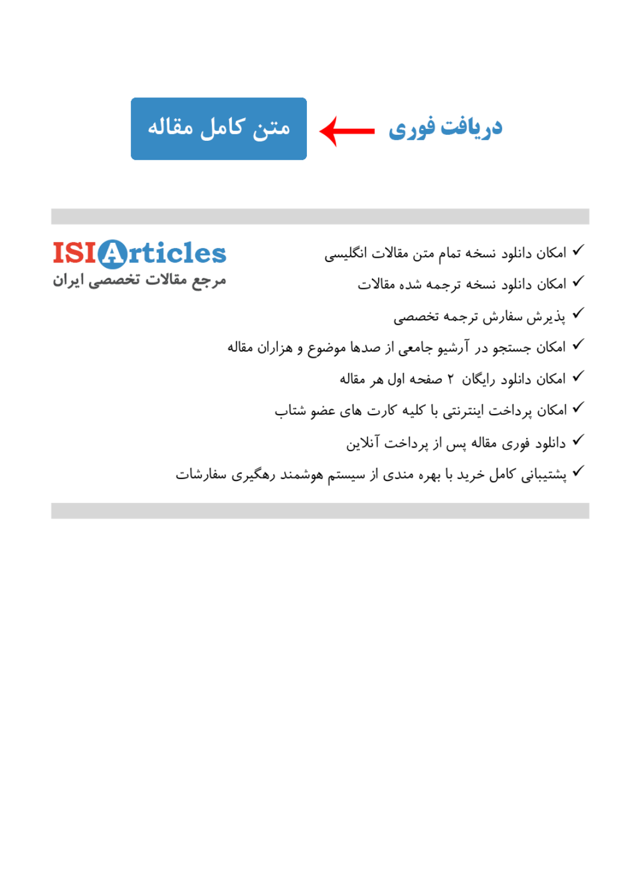دریافت فوری ← **متن کامل مقاله**

**ISIArticles**
مرجع مقالات تخصصی ایران

- ✓ امکان دانلود نسخه تمام متن مقالات انگلیسی
- ✓ امکان دانلود نسخه ترجمه شده مقالات
- ✓ پذیرش سفارش ترجمه تخصصی
- ✓ امکان جستجو در آرشیو جامعی از صدها موضوع و هزاران مقاله
- ✓ امکان دانلود رایگان ۲ صفحه اول هر مقاله
- ✓ امکان پرداخت اینترنتی با کلیه کارت های عضو شتاب
- ✓ دانلود فوری مقاله پس از پرداخت آنلاین
- ✓ پشتیبانی کامل خرید با بهره مندی از سیستم هوشمند رهگیری سفارشات